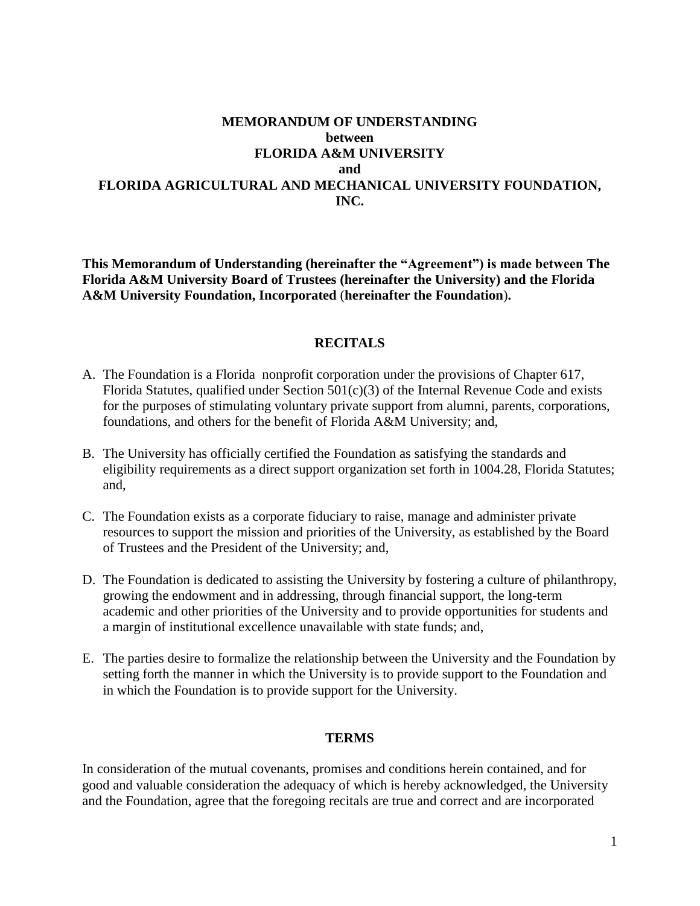# MEMORANDUM OF UNDERSTANDING
## between
## FLORIDA A&M UNIVERSITY
## and
## FLORIDA AGRICULTURAL AND MECHANICAL UNIVERSITY FOUNDATION, INC.

**This Memorandum of Understanding (hereinafter the "Agreement") is made between The Florida A&M University Board of Trustees (hereinafter the University) and the Florida A&M University Foundation, Incorporated (hereinafter the Foundation).**

## RECITALS

A. The Foundation is a Florida nonprofit corporation under the provisions of Chapter 617, Florida Statutes, qualified under Section 501(c)(3) of the Internal Revenue Code and exists for the purposes of stimulating voluntary private support from alumni, parents, corporations, foundations, and others for the benefit of Florida A&M University; and,

B. The University has officially certified the Foundation as satisfying the standards and eligibility requirements as a direct support organization set forth in 1004.28, Florida Statutes; and,

C. The Foundation exists as a corporate fiduciary to raise, manage and administer private resources to support the mission and priorities of the University, as established by the Board of Trustees and the President of the University; and,

D. The Foundation is dedicated to assisting the University by fostering a culture of philanthropy, growing the endowment and in addressing, through financial support, the long-term academic and other priorities of the University and to provide opportunities for students and a margin of institutional excellence unavailable with state funds; and,

E. The parties desire to formalize the relationship between the University and the Foundation by setting forth the manner in which the University is to provide support to the Foundation and in which the Foundation is to provide support for the University.

## TERMS

In consideration of the mutual covenants, promises and conditions herein contained, and for good and valuable consideration the adequacy of which is hereby acknowledged, the University and the Foundation, agree that the foregoing recitals are true and correct and are incorporated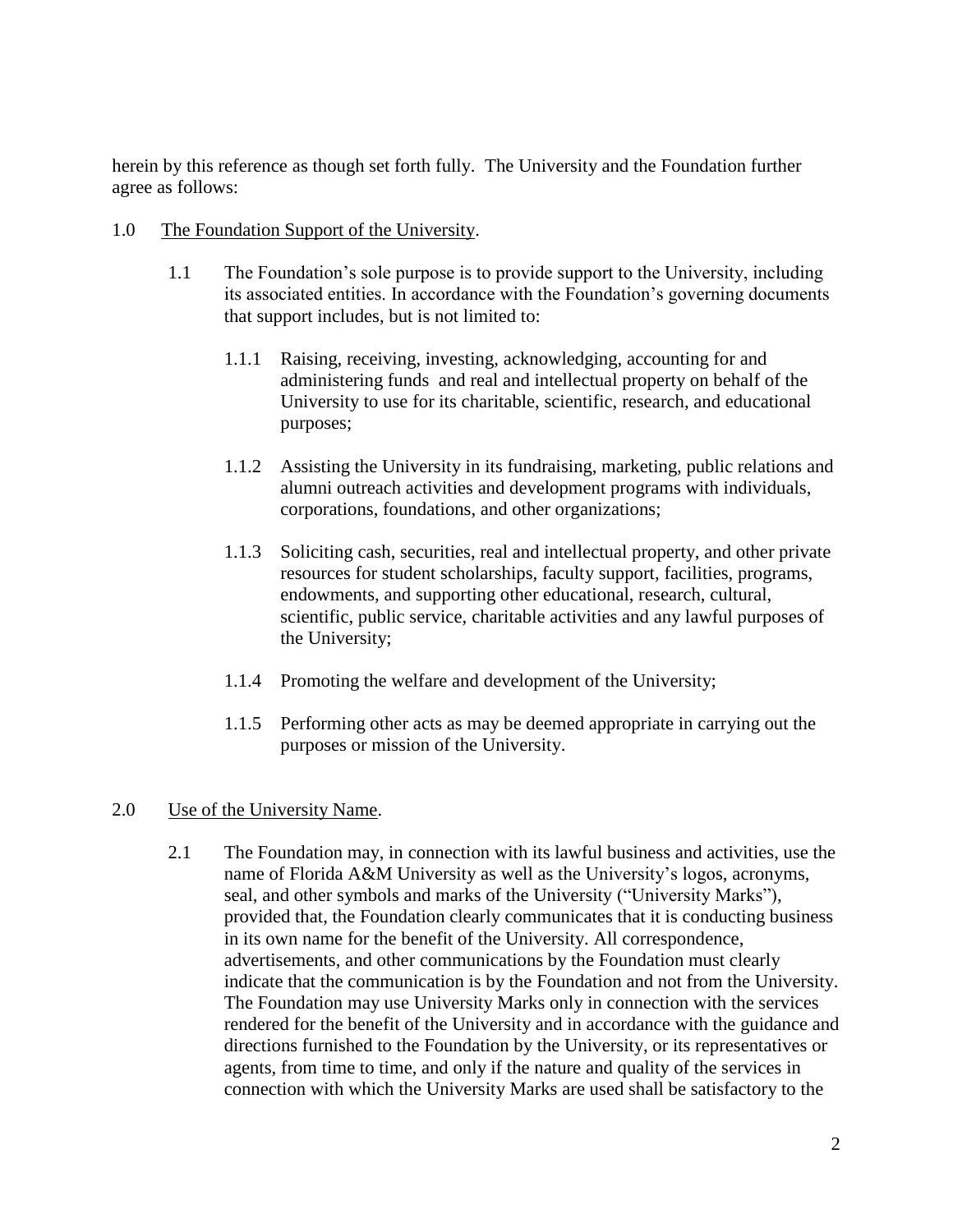herein by this reference as though set forth fully. The University and the Foundation further agree as follows:

1.0 <u>The Foundation Support of the University</u>.

1.1 The Foundation's sole purpose is to provide support to the University, including its associated entities. In accordance with the Foundation's governing documents that support includes, but is not limited to:

1.1.1 Raising, receiving, investing, acknowledging, accounting for and administering funds and real and intellectual property on behalf of the University to use for its charitable, scientific, research, and educational purposes;

1.1.2 Assisting the University in its fundraising, marketing, public relations and alumni outreach activities and development programs with individuals, corporations, foundations, and other organizations;

1.1.3 Soliciting cash, securities, real and intellectual property, and other private resources for student scholarships, faculty support, facilities, programs, endowments, and supporting other educational, research, cultural, scientific, public service, charitable activities and any lawful purposes of the University;

1.1.4 Promoting the welfare and development of the University;

1.1.5 Performing other acts as may be deemed appropriate in carrying out the purposes or mission of the University.

2.0 <u>Use of the University Name</u>.

2.1 The Foundation may, in connection with its lawful business and activities, use the name of Florida A&M University as well as the University's logos, acronyms, seal, and other symbols and marks of the University ("University Marks"), provided that, the Foundation clearly communicates that it is conducting business in its own name for the benefit of the University. All correspondence, advertisements, and other communications by the Foundation must clearly indicate that the communication is by the Foundation and not from the University. The Foundation may use University Marks only in connection with the services rendered for the benefit of the University and in accordance with the guidance and directions furnished to the Foundation by the University, or its representatives or agents, from time to time, and only if the nature and quality of the services in connection with which the University Marks are used shall be satisfactory to the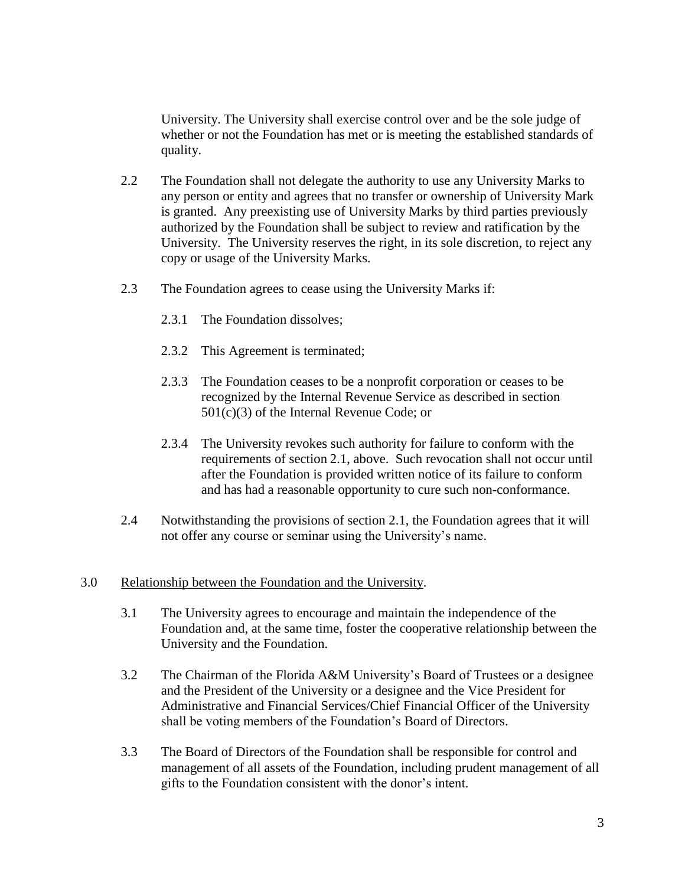University. The University shall exercise control over and be the sole judge of whether or not the Foundation has met or is meeting the established standards of quality.

2.2 The Foundation shall not delegate the authority to use any University Marks to any person or entity and agrees that no transfer or ownership of University Mark is granted. Any preexisting use of University Marks by third parties previously authorized by the Foundation shall be subject to review and ratification by the University. The University reserves the right, in its sole discretion, to reject any copy or usage of the University Marks.

2.3 The Foundation agrees to cease using the University Marks if:

2.3.1 The Foundation dissolves;

2.3.2 This Agreement is terminated;

2.3.3 The Foundation ceases to be a nonprofit corporation or ceases to be recognized by the Internal Revenue Service as described in section 501(c)(3) of the Internal Revenue Code; or

2.3.4 The University revokes such authority for failure to conform with the requirements of section 2.1, above. Such revocation shall not occur until after the Foundation is provided written notice of its failure to conform and has had a reasonable opportunity to cure such non-conformance.

2.4 Notwithstanding the provisions of section 2.1, the Foundation agrees that it will not offer any course or seminar using the University's name.

3.0 Relationship between the Foundation and the University.

3.1 The University agrees to encourage and maintain the independence of the Foundation and, at the same time, foster the cooperative relationship between the University and the Foundation.

3.2 The Chairman of the Florida A&M University's Board of Trustees or a designee and the President of the University or a designee and the Vice President for Administrative and Financial Services/Chief Financial Officer of the University shall be voting members of the Foundation's Board of Directors.

3.3 The Board of Directors of the Foundation shall be responsible for control and management of all assets of the Foundation, including prudent management of all gifts to the Foundation consistent with the donor's intent.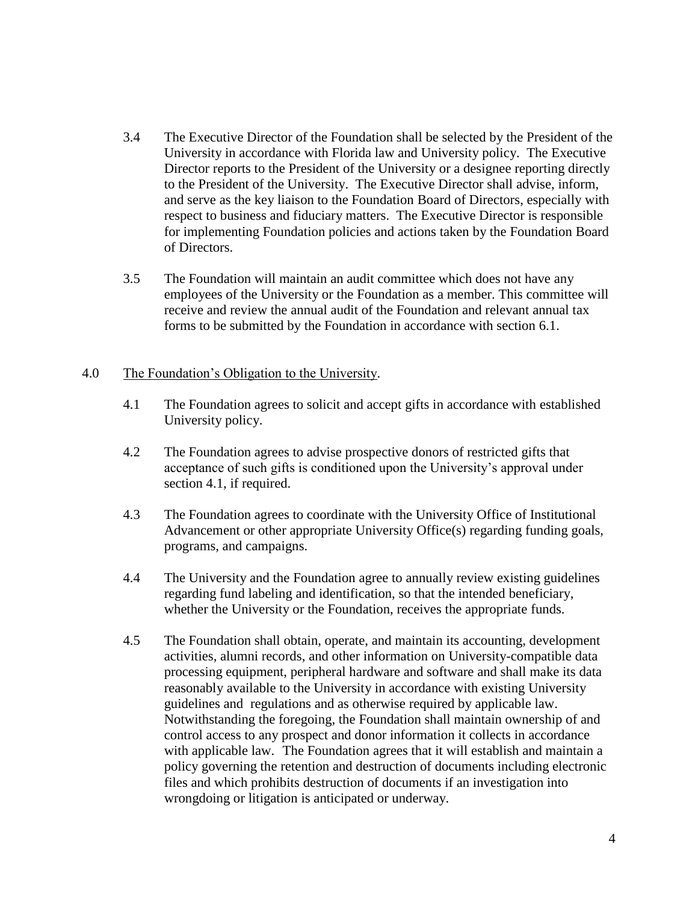3.4 The Executive Director of the Foundation shall be selected by the President of the University in accordance with Florida law and University policy. The Executive Director reports to the President of the University or a designee reporting directly to the President of the University. The Executive Director shall advise, inform, and serve as the key liaison to the Foundation Board of Directors, especially with respect to business and fiduciary matters. The Executive Director is responsible for implementing Foundation policies and actions taken by the Foundation Board of Directors.

3.5 The Foundation will maintain an audit committee which does not have any employees of the University or the Foundation as a member. This committee will receive and review the annual audit of the Foundation and relevant annual tax forms to be submitted by the Foundation in accordance with section 6.1.

4.0 The Foundation's Obligation to the University.

4.1 The Foundation agrees to solicit and accept gifts in accordance with established University policy.

4.2 The Foundation agrees to advise prospective donors of restricted gifts that acceptance of such gifts is conditioned upon the University's approval under section 4.1, if required.

4.3 The Foundation agrees to coordinate with the University Office of Institutional Advancement or other appropriate University Office(s) regarding funding goals, programs, and campaigns.

4.4 The University and the Foundation agree to annually review existing guidelines regarding fund labeling and identification, so that the intended beneficiary, whether the University or the Foundation, receives the appropriate funds.

4.5 The Foundation shall obtain, operate, and maintain its accounting, development activities, alumni records, and other information on University-compatible data processing equipment, peripheral hardware and software and shall make its data reasonably available to the University in accordance with existing University guidelines and regulations and as otherwise required by applicable law. Notwithstanding the foregoing, the Foundation shall maintain ownership of and control access to any prospect and donor information it collects in accordance with applicable law. The Foundation agrees that it will establish and maintain a policy governing the retention and destruction of documents including electronic files and which prohibits destruction of documents if an investigation into wrongdoing or litigation is anticipated or underway.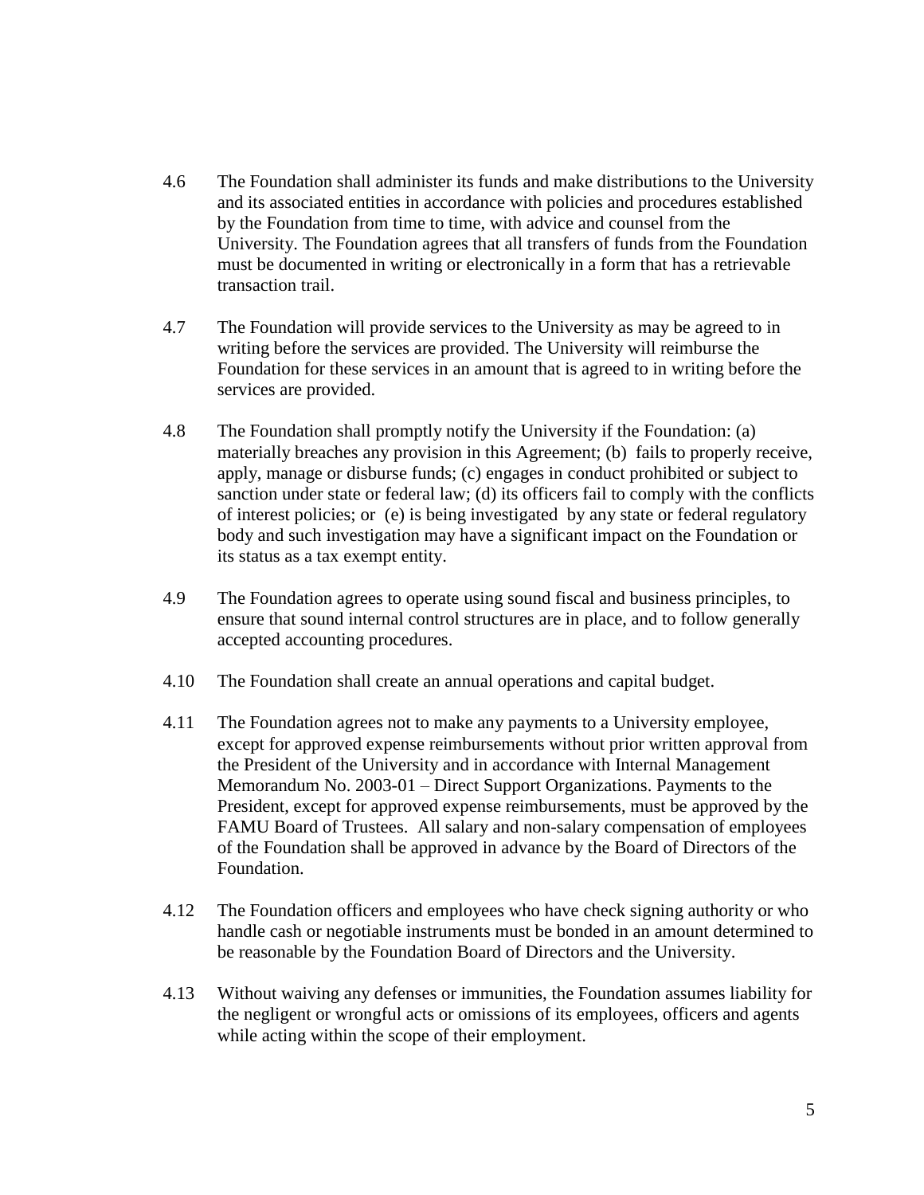4.6 The Foundation shall administer its funds and make distributions to the University and its associated entities in accordance with policies and procedures established by the Foundation from time to time, with advice and counsel from the University. The Foundation agrees that all transfers of funds from the Foundation must be documented in writing or electronically in a form that has a retrievable transaction trail.

4.7 The Foundation will provide services to the University as may be agreed to in writing before the services are provided. The University will reimburse the Foundation for these services in an amount that is agreed to in writing before the services are provided.

4.8 The Foundation shall promptly notify the University if the Foundation: (a) materially breaches any provision in this Agreement; (b) fails to properly receive, apply, manage or disburse funds; (c) engages in conduct prohibited or subject to sanction under state or federal law; (d) its officers fail to comply with the conflicts of interest policies; or (e) is being investigated by any state or federal regulatory body and such investigation may have a significant impact on the Foundation or its status as a tax exempt entity.

4.9 The Foundation agrees to operate using sound fiscal and business principles, to ensure that sound internal control structures are in place, and to follow generally accepted accounting procedures.

4.10 The Foundation shall create an annual operations and capital budget.

4.11 The Foundation agrees not to make any payments to a University employee, except for approved expense reimbursements without prior written approval from the President of the University and in accordance with Internal Management Memorandum No. 2003-01 – Direct Support Organizations. Payments to the President, except for approved expense reimbursements, must be approved by the FAMU Board of Trustees. All salary and non-salary compensation of employees of the Foundation shall be approved in advance by the Board of Directors of the Foundation.

4.12 The Foundation officers and employees who have check signing authority or who handle cash or negotiable instruments must be bonded in an amount determined to be reasonable by the Foundation Board of Directors and the University.

4.13 Without waiving any defenses or immunities, the Foundation assumes liability for the negligent or wrongful acts or omissions of its employees, officers and agents while acting within the scope of their employment.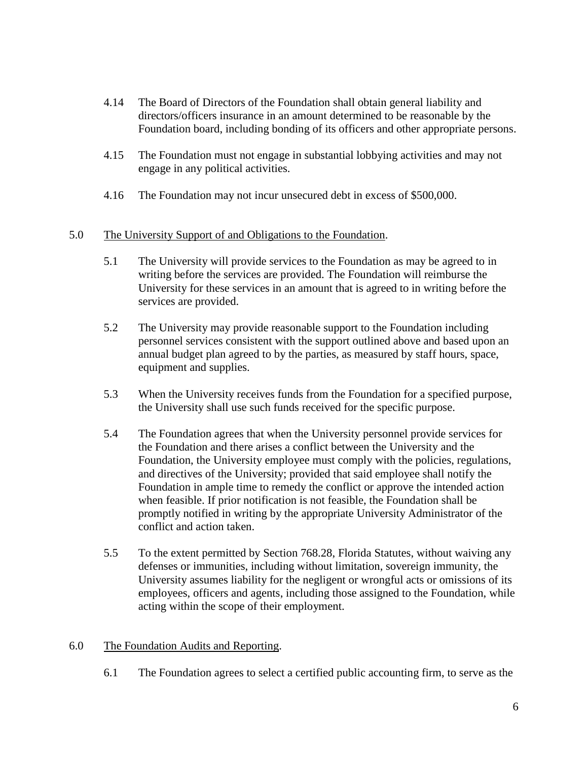4.14 The Board of Directors of the Foundation shall obtain general liability and directors/officers insurance in an amount determined to be reasonable by the Foundation board, including bonding of its officers and other appropriate persons.

4.15 The Foundation must not engage in substantial lobbying activities and may not engage in any political activities.

4.16 The Foundation may not incur unsecured debt in excess of $500,000.

5.0 <u>The University Support of and Obligations to the Foundation</u>.

5.1 The University will provide services to the Foundation as may be agreed to in writing before the services are provided. The Foundation will reimburse the University for these services in an amount that is agreed to in writing before the services are provided.

5.2 The University may provide reasonable support to the Foundation including personnel services consistent with the support outlined above and based upon an annual budget plan agreed to by the parties, as measured by staff hours, space, equipment and supplies.

5.3 When the University receives funds from the Foundation for a specified purpose, the University shall use such funds received for the specific purpose.

5.4 The Foundation agrees that when the University personnel provide services for the Foundation and there arises a conflict between the University and the Foundation, the University employee must comply with the policies, regulations, and directives of the University; provided that said employee shall notify the Foundation in ample time to remedy the conflict or approve the intended action when feasible. If prior notification is not feasible, the Foundation shall be promptly notified in writing by the appropriate University Administrator of the conflict and action taken.

5.5 To the extent permitted by Section 768.28, Florida Statutes, without waiving any defenses or immunities, including without limitation, sovereign immunity, the University assumes liability for the negligent or wrongful acts or omissions of its employees, officers and agents, including those assigned to the Foundation, while acting within the scope of their employment.

6.0 <u>The Foundation Audits and Reporting</u>.

6.1 The Foundation agrees to select a certified public accounting firm, to serve as the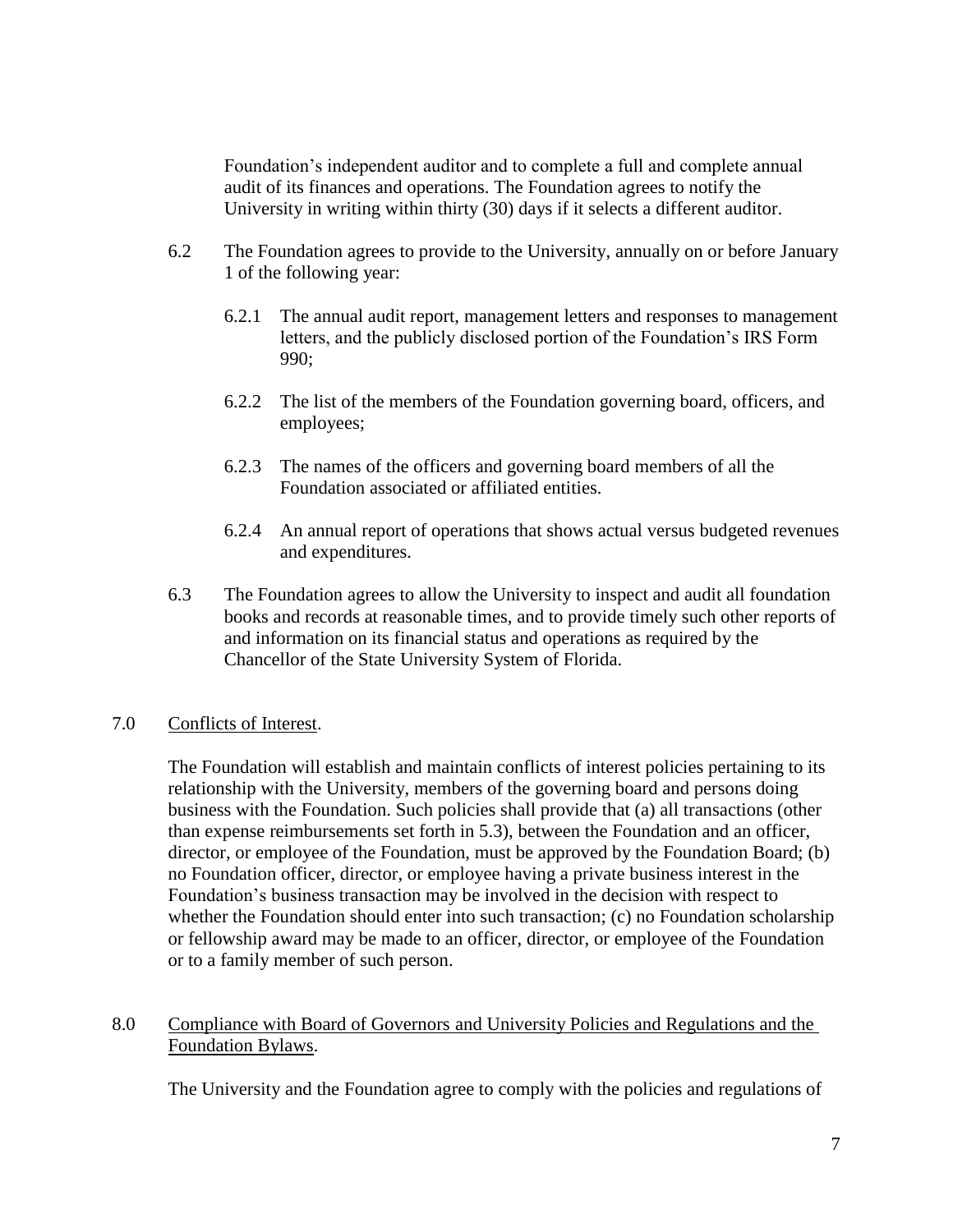Foundation's independent auditor and to complete a full and complete annual audit of its finances and operations. The Foundation agrees to notify the University in writing within thirty (30) days if it selects a different auditor.

6.2 The Foundation agrees to provide to the University, annually on or before January 1 of the following year:

6.2.1 The annual audit report, management letters and responses to management letters, and the publicly disclosed portion of the Foundation's IRS Form 990;

6.2.2 The list of the members of the Foundation governing board, officers, and employees;

6.2.3 The names of the officers and governing board members of all the Foundation associated or affiliated entities.

6.2.4 An annual report of operations that shows actual versus budgeted revenues and expenditures.

6.3 The Foundation agrees to allow the University to inspect and audit all foundation books and records at reasonable times, and to provide timely such other reports of and information on its financial status and operations as required by the Chancellor of the State University System of Florida.

7.0 <u>Conflicts of Interest</u>.

The Foundation will establish and maintain conflicts of interest policies pertaining to its relationship with the University, members of the governing board and persons doing business with the Foundation. Such policies shall provide that (a) all transactions (other than expense reimbursements set forth in 5.3), between the Foundation and an officer, director, or employee of the Foundation, must be approved by the Foundation Board; (b) no Foundation officer, director, or employee having a private business interest in the Foundation's business transaction may be involved in the decision with respect to whether the Foundation should enter into such transaction; (c) no Foundation scholarship or fellowship award may be made to an officer, director, or employee of the Foundation or to a family member of such person.

8.0 <u>Compliance with Board of Governors and University Policies and Regulations and the Foundation Bylaws</u>.

The University and the Foundation agree to comply with the policies and regulations of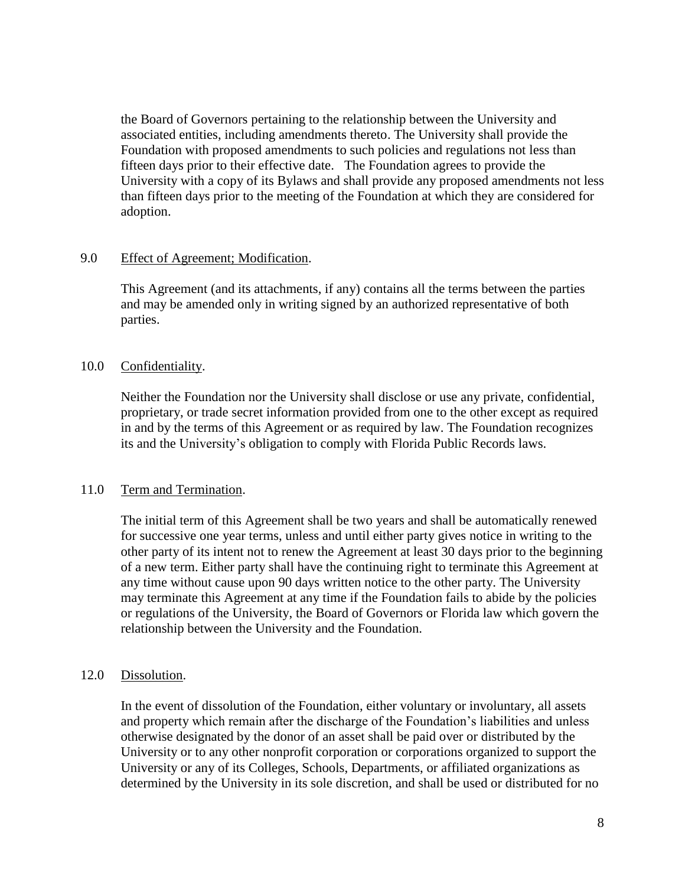the Board of Governors pertaining to the relationship between the University and associated entities, including amendments thereto. The University shall provide the Foundation with proposed amendments to such policies and regulations not less than fifteen days prior to their effective date. The Foundation agrees to provide the University with a copy of its Bylaws and shall provide any proposed amendments not less than fifteen days prior to the meeting of the Foundation at which they are considered for adoption.

9.0 <u>Effect of Agreement; Modification</u>.

This Agreement (and its attachments, if any) contains all the terms between the parties and may be amended only in writing signed by an authorized representative of both parties.

10.0 <u>Confidentiality</u>.

Neither the Foundation nor the University shall disclose or use any private, confidential, proprietary, or trade secret information provided from one to the other except as required in and by the terms of this Agreement or as required by law. The Foundation recognizes its and the University's obligation to comply with Florida Public Records laws.

11.0 <u>Term and Termination</u>.

The initial term of this Agreement shall be two years and shall be automatically renewed for successive one year terms, unless and until either party gives notice in writing to the other party of its intent not to renew the Agreement at least 30 days prior to the beginning of a new term. Either party shall have the continuing right to terminate this Agreement at any time without cause upon 90 days written notice to the other party. The University may terminate this Agreement at any time if the Foundation fails to abide by the policies or regulations of the University, the Board of Governors or Florida law which govern the relationship between the University and the Foundation.

12.0 <u>Dissolution</u>.

In the event of dissolution of the Foundation, either voluntary or involuntary, all assets and property which remain after the discharge of the Foundation's liabilities and unless otherwise designated by the donor of an asset shall be paid over or distributed by the University or to any other nonprofit corporation or corporations organized to support the University or any of its Colleges, Schools, Departments, or affiliated organizations as determined by the University in its sole discretion, and shall be used or distributed for no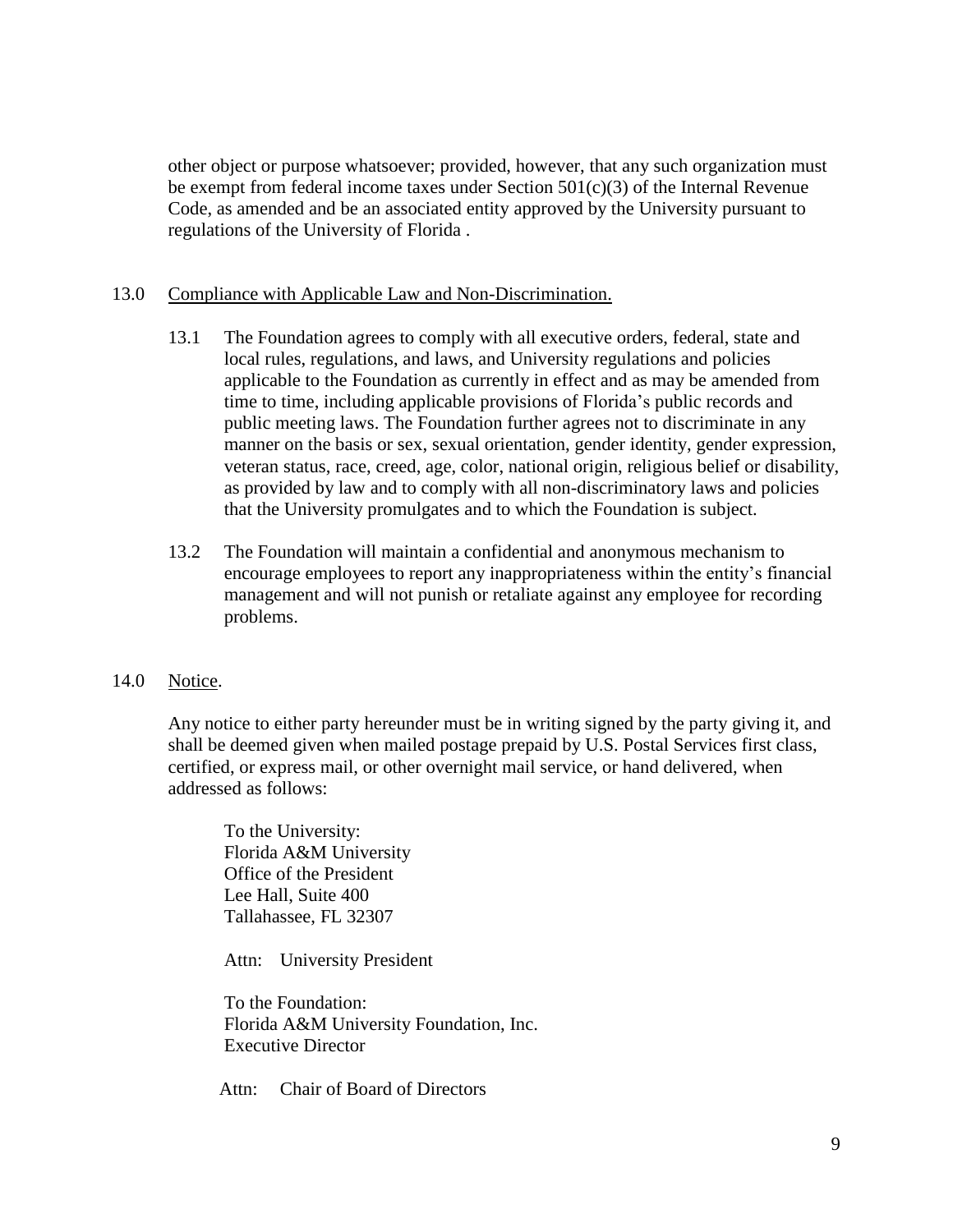other object or purpose whatsoever; provided, however, that any such organization must be exempt from federal income taxes under Section 501(c)(3) of the Internal Revenue Code, as amended and be an associated entity approved by the University pursuant to regulations of the University of Florida .

13.0 Compliance with Applicable Law and Non-Discrimination.

13.1 The Foundation agrees to comply with all executive orders, federal, state and local rules, regulations, and laws, and University regulations and policies applicable to the Foundation as currently in effect and as may be amended from time to time, including applicable provisions of Florida's public records and public meeting laws. The Foundation further agrees not to discriminate in any manner on the basis or sex, sexual orientation, gender identity, gender expression, veteran status, race, creed, age, color, national origin, religious belief or disability, as provided by law and to comply with all non-discriminatory laws and policies that the University promulgates and to which the Foundation is subject.

13.2 The Foundation will maintain a confidential and anonymous mechanism to encourage employees to report any inappropriateness within the entity's financial management and will not punish or retaliate against any employee for recording problems.

14.0 Notice.

Any notice to either party hereunder must be in writing signed by the party giving it, and shall be deemed given when mailed postage prepaid by U.S. Postal Services first class, certified, or express mail, or other overnight mail service, or hand delivered, when addressed as follows:

To the University:
Florida A&M University
Office of the President
Lee Hall, Suite 400
Tallahassee, FL 32307

Attn: University President

To the Foundation:
Florida A&M University Foundation, Inc.
Executive Director

Attn: Chair of Board of Directors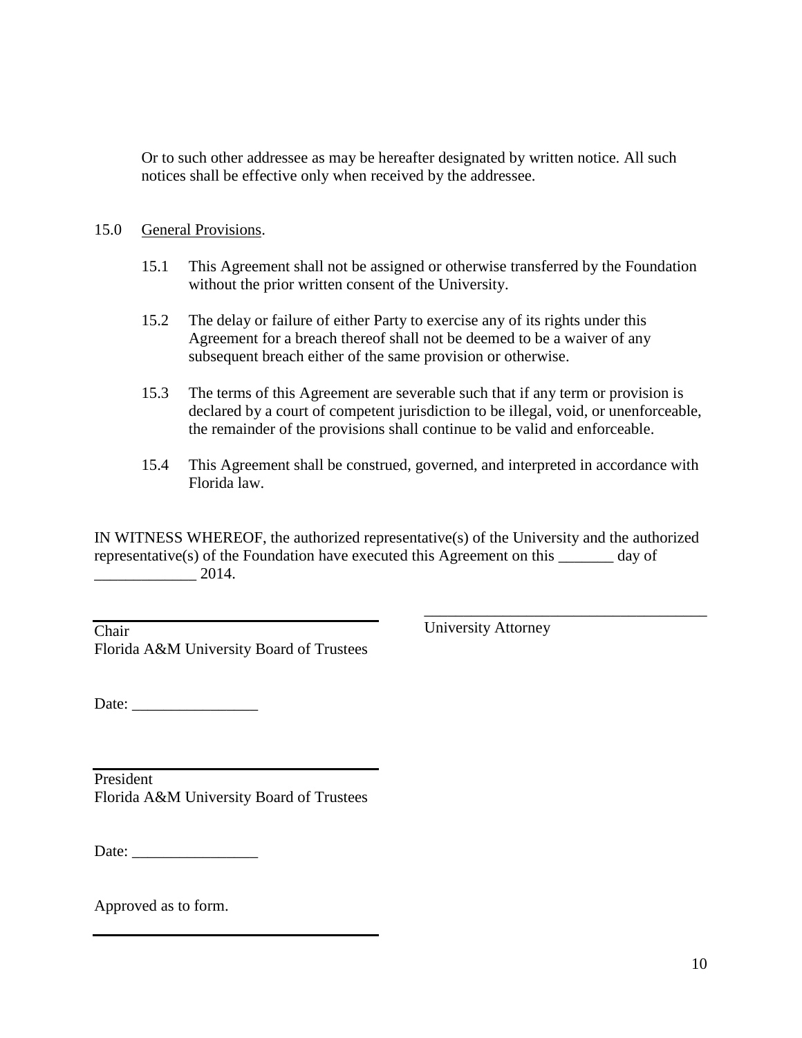Or to such other addressee as may be hereafter designated by written notice. All such notices shall be effective only when received by the addressee.

15.0 General Provisions.

15.1 This Agreement shall not be assigned or otherwise transferred by the Foundation without the prior written consent of the University.

15.2 The delay or failure of either Party to exercise any of its rights under this Agreement for a breach thereof shall not be deemed to be a waiver of any subsequent breach either of the same provision or otherwise.

15.3 The terms of this Agreement are severable such that if any term or provision is declared by a court of competent jurisdiction to be illegal, void, or unenforceable, the remainder of the provisions shall continue to be valid and enforceable.

15.4 This Agreement shall be construed, governed, and interpreted in accordance with Florida law.

IN WITNESS WHEREOF, the authorized representative(s) of the University and the authorized representative(s) of the Foundation have executed this Agreement on this _______ day of _____________ 2014.

______________________________________
Chair
Florida A&M University Board of Trustees

Date: ________________

______________________________________
University Attorney

______________________________________
President
Florida A&M University Board of Trustees

Date: ________________

Approved as to form.

______________________________________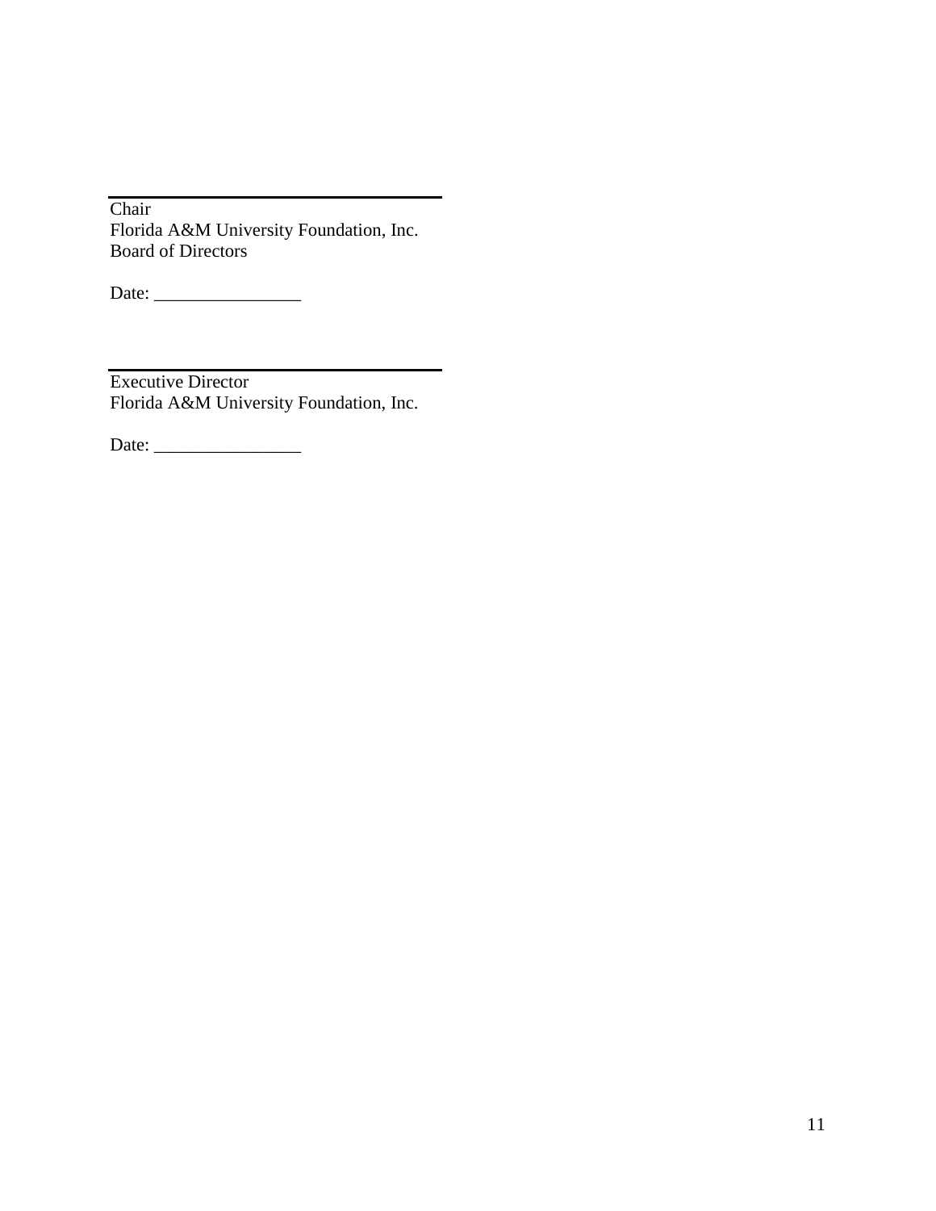______________________________________

Chair
Florida A&M University Foundation, Inc.
Board of Directors

Date: ________________

______________________________________

Executive Director
Florida A&M University Foundation, Inc.

Date: ________________